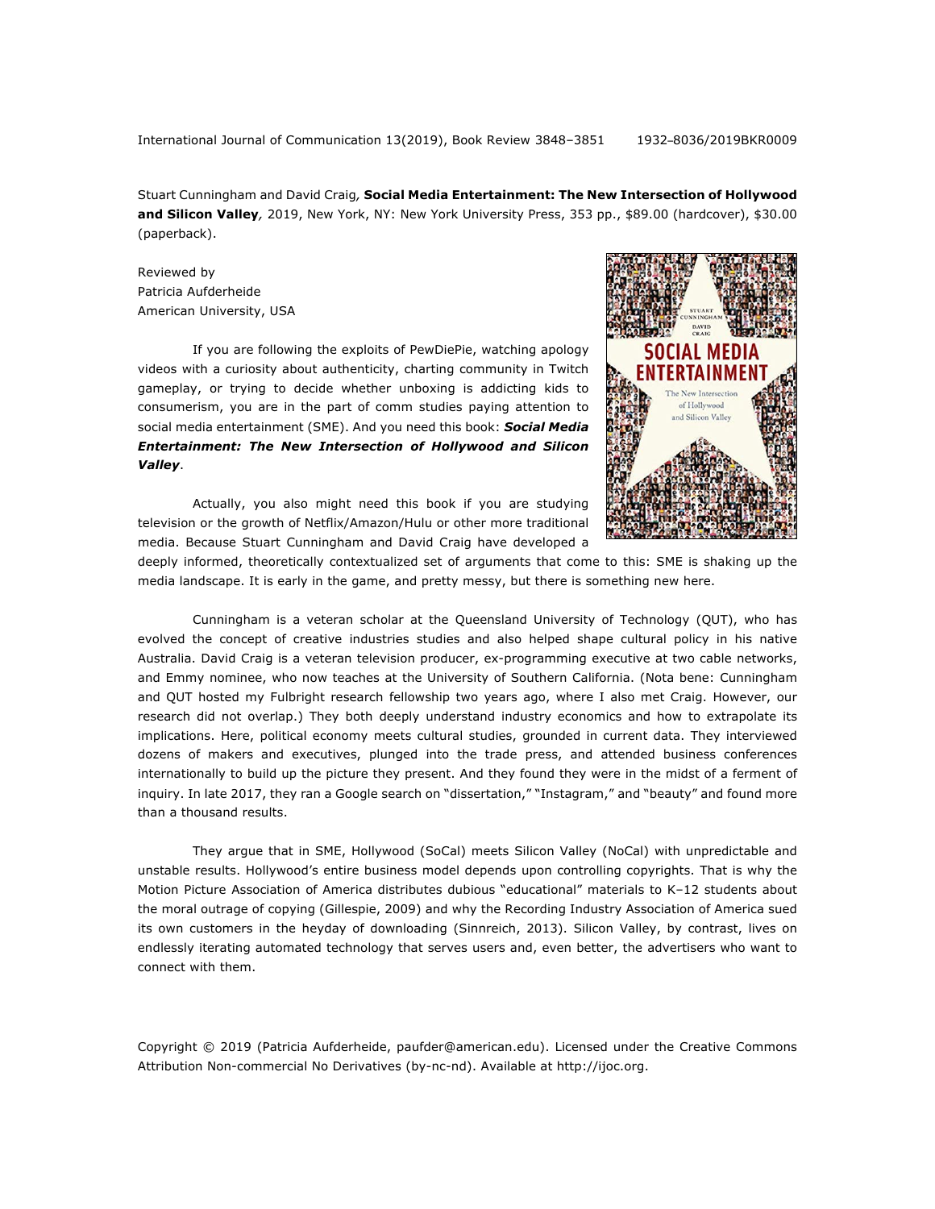Stuart Cunningham and David Craig, **Social Media Entertainment: The New Intersection of Hollywood and Silicon Valley**, 2019, New York, NY: New York University Press, 353 pp., $89.00 (hardcover), $30.00 (paperback).

Reviewed by
Patricia Aufderheide
American University, USA

If you are following the exploits of PewDiePie, watching apology videos with a curiosity about authenticity, charting community in Twitch gameplay, or trying to decide whether unboxing is addicting kids to consumerism, you are in the part of comm studies paying attention to social media entertainment (SME). And you need this book: ***Social Media Entertainment: The New Intersection of Hollywood and Silicon Valley***.

Actually, you also might need this book if you are studying television or the growth of Netflix/Amazon/Hulu or other more traditional media. Because Stuart Cunningham and David Craig have developed a deeply informed, theoretically contextualized set of arguments that come to this: SME is shaking up the media landscape. It is early in the game, and pretty messy, but there is something new here.

Cunningham is a veteran scholar at the Queensland University of Technology (QUT), who has evolved the concept of creative industries studies and also helped shape cultural policy in his native Australia. David Craig is a veteran television producer, ex-programming executive at two cable networks, and Emmy nominee, who now teaches at the University of Southern California. (Nota bene: Cunningham and QUT hosted my Fulbright research fellowship two years ago, where I also met Craig. However, our research did not overlap.) They both deeply understand industry economics and how to extrapolate its implications. Here, political economy meets cultural studies, grounded in current data. They interviewed dozens of makers and executives, plunged into the trade press, and attended business conferences internationally to build up the picture they present. And they found they were in the midst of a ferment of inquiry. In late 2017, they ran a Google search on "dissertation," "Instagram," and "beauty" and found more than a thousand results.

They argue that in SME, Hollywood (SoCal) meets Silicon Valley (NoCal) with unpredictable and unstable results. Hollywood's entire business model depends upon controlling copyrights. That is why the Motion Picture Association of America distributes dubious "educational" materials to K–12 students about the moral outrage of copying (Gillespie, 2009) and why the Recording Industry Association of America sued its own customers in the heyday of downloading (Sinnreich, 2013). Silicon Valley, by contrast, lives on endlessly iterating automated technology that serves users and, even better, the advertisers who want to connect with them.

Copyright © 2019 (Patricia Aufderheide, paufder@american.edu). Licensed under the Creative Commons Attribution Non-commercial No Derivatives (by-nc-nd). Available at http://ijoc.org.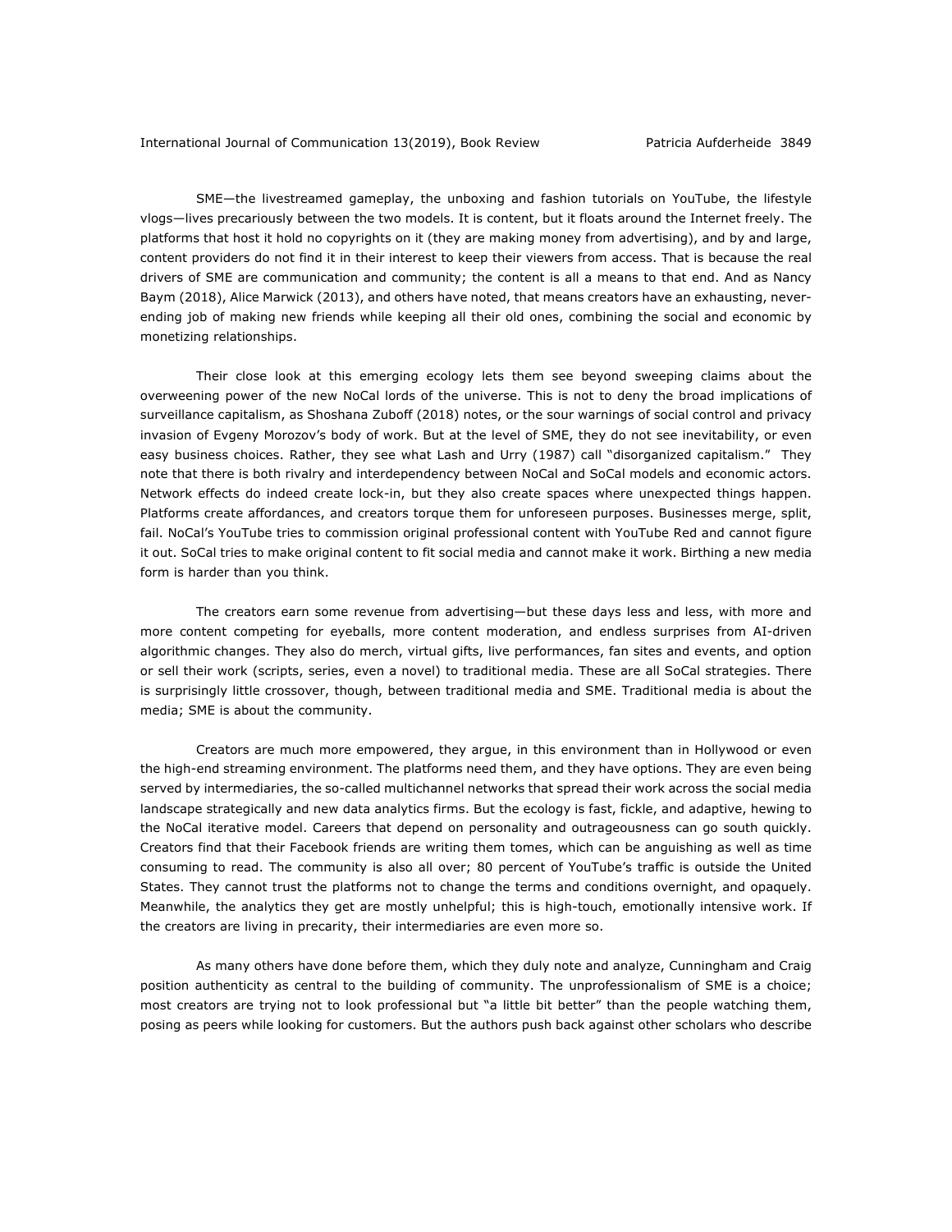SME—the livestreamed gameplay, the unboxing and fashion tutorials on YouTube, the lifestyle vlogs—lives precariously between the two models. It is content, but it floats around the Internet freely. The platforms that host it hold no copyrights on it (they are making money from advertising), and by and large, content providers do not find it in their interest to keep their viewers from access. That is because the real drivers of SME are communication and community; the content is all a means to that end. And as Nancy Baym (2018), Alice Marwick (2013), and others have noted, that means creators have an exhausting, never-ending job of making new friends while keeping all their old ones, combining the social and economic by monetizing relationships.

Their close look at this emerging ecology lets them see beyond sweeping claims about the overweening power of the new NoCal lords of the universe. This is not to deny the broad implications of surveillance capitalism, as Shoshana Zuboff (2018) notes, or the sour warnings of social control and privacy invasion of Evgeny Morozov's body of work. But at the level of SME, they do not see inevitability, or even easy business choices. Rather, they see what Lash and Urry (1987) call "disorganized capitalism." They note that there is both rivalry and interdependency between NoCal and SoCal models and economic actors. Network effects do indeed create lock-in, but they also create spaces where unexpected things happen. Platforms create affordances, and creators torque them for unforeseen purposes. Businesses merge, split, fail. NoCal's YouTube tries to commission original professional content with YouTube Red and cannot figure it out. SoCal tries to make original content to fit social media and cannot make it work. Birthing a new media form is harder than you think.

The creators earn some revenue from advertising—but these days less and less, with more and more content competing for eyeballs, more content moderation, and endless surprises from AI-driven algorithmic changes. They also do merch, virtual gifts, live performances, fan sites and events, and option or sell their work (scripts, series, even a novel) to traditional media. These are all SoCal strategies. There is surprisingly little crossover, though, between traditional media and SME. Traditional media is about the media; SME is about the community.

Creators are much more empowered, they argue, in this environment than in Hollywood or even the high-end streaming environment. The platforms need them, and they have options. They are even being served by intermediaries, the so-called multichannel networks that spread their work across the social media landscape strategically and new data analytics firms. But the ecology is fast, fickle, and adaptive, hewing to the NoCal iterative model. Careers that depend on personality and outrageousness can go south quickly. Creators find that their Facebook friends are writing them tomes, which can be anguishing as well as time consuming to read. The community is also all over; 80 percent of YouTube's traffic is outside the United States. They cannot trust the platforms not to change the terms and conditions overnight, and opaquely. Meanwhile, the analytics they get are mostly unhelpful; this is high-touch, emotionally intensive work. If the creators are living in precarity, their intermediaries are even more so.

As many others have done before them, which they duly note and analyze, Cunningham and Craig position authenticity as central to the building of community. The unprofessionalism of SME is a choice; most creators are trying not to look professional but "a little bit better" than the people watching them, posing as peers while looking for customers. But the authors push back against other scholars who describe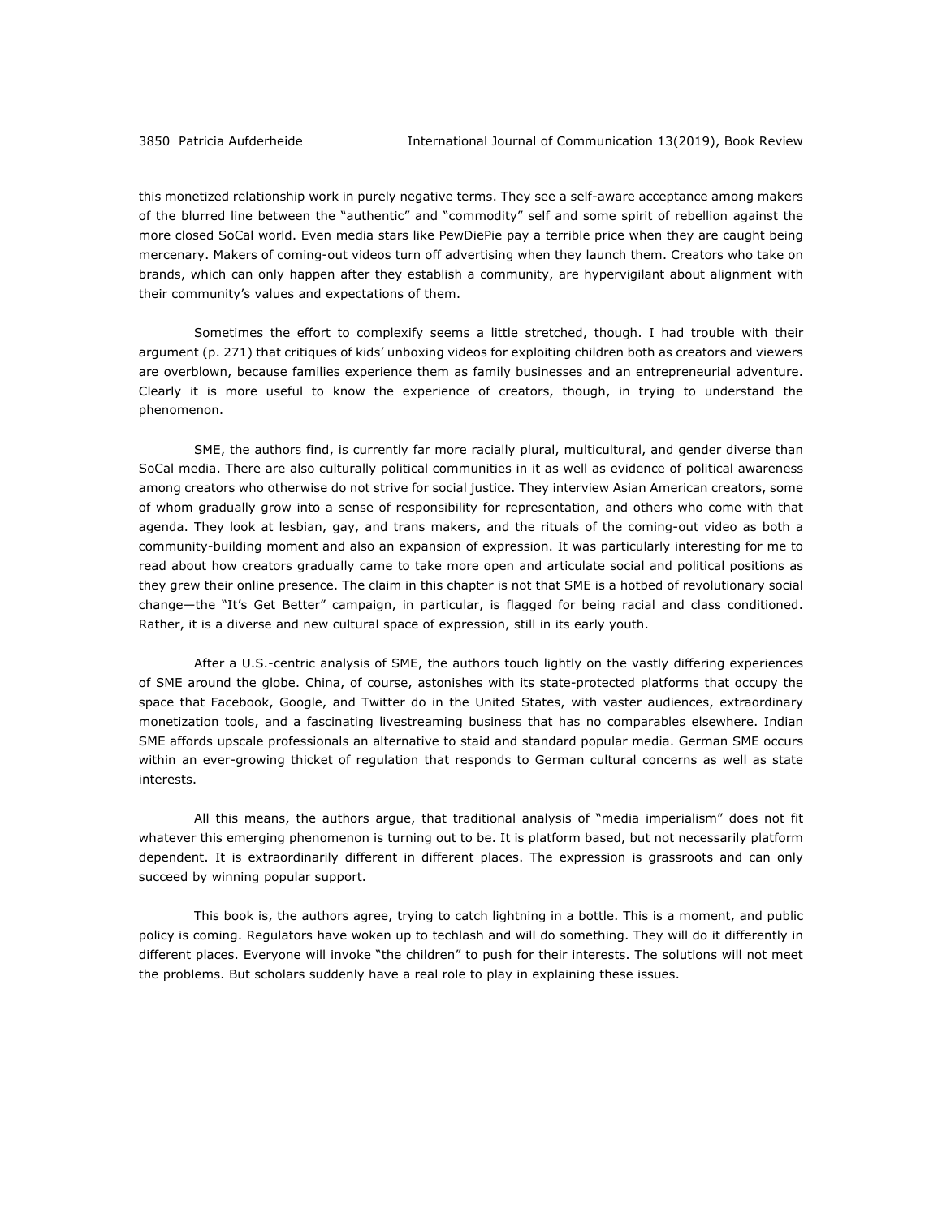this monetized relationship work in purely negative terms. They see a self-aware acceptance among makers of the blurred line between the "authentic" and "commodity" self and some spirit of rebellion against the more closed SoCal world. Even media stars like PewDiePie pay a terrible price when they are caught being mercenary. Makers of coming-out videos turn off advertising when they launch them. Creators who take on brands, which can only happen after they establish a community, are hypervigilant about alignment with their community's values and expectations of them.

Sometimes the effort to complexify seems a little stretched, though. I had trouble with their argument (p. 271) that critiques of kids' unboxing videos for exploiting children both as creators and viewers are overblown, because families experience them as family businesses and an entrepreneurial adventure. Clearly it is more useful to know the experience of creators, though, in trying to understand the phenomenon.

SME, the authors find, is currently far more racially plural, multicultural, and gender diverse than SoCal media. There are also culturally political communities in it as well as evidence of political awareness among creators who otherwise do not strive for social justice. They interview Asian American creators, some of whom gradually grow into a sense of responsibility for representation, and others who come with that agenda. They look at lesbian, gay, and trans makers, and the rituals of the coming-out video as both a community-building moment and also an expansion of expression. It was particularly interesting for me to read about how creators gradually came to take more open and articulate social and political positions as they grew their online presence. The claim in this chapter is not that SME is a hotbed of revolutionary social change—the "It's Get Better" campaign, in particular, is flagged for being racial and class conditioned. Rather, it is a diverse and new cultural space of expression, still in its early youth.

After a U.S.-centric analysis of SME, the authors touch lightly on the vastly differing experiences of SME around the globe. China, of course, astonishes with its state-protected platforms that occupy the space that Facebook, Google, and Twitter do in the United States, with vaster audiences, extraordinary monetization tools, and a fascinating livestreaming business that has no comparables elsewhere. Indian SME affords upscale professionals an alternative to staid and standard popular media. German SME occurs within an ever-growing thicket of regulation that responds to German cultural concerns as well as state interests.

All this means, the authors argue, that traditional analysis of "media imperialism" does not fit whatever this emerging phenomenon is turning out to be. It is platform based, but not necessarily platform dependent. It is extraordinarily different in different places. The expression is grassroots and can only succeed by winning popular support.

This book is, the authors agree, trying to catch lightning in a bottle. This is a moment, and public policy is coming. Regulators have woken up to techlash and will do something. They will do it differently in different places. Everyone will invoke "the children" to push for their interests. The solutions will not meet the problems. But scholars suddenly have a real role to play in explaining these issues.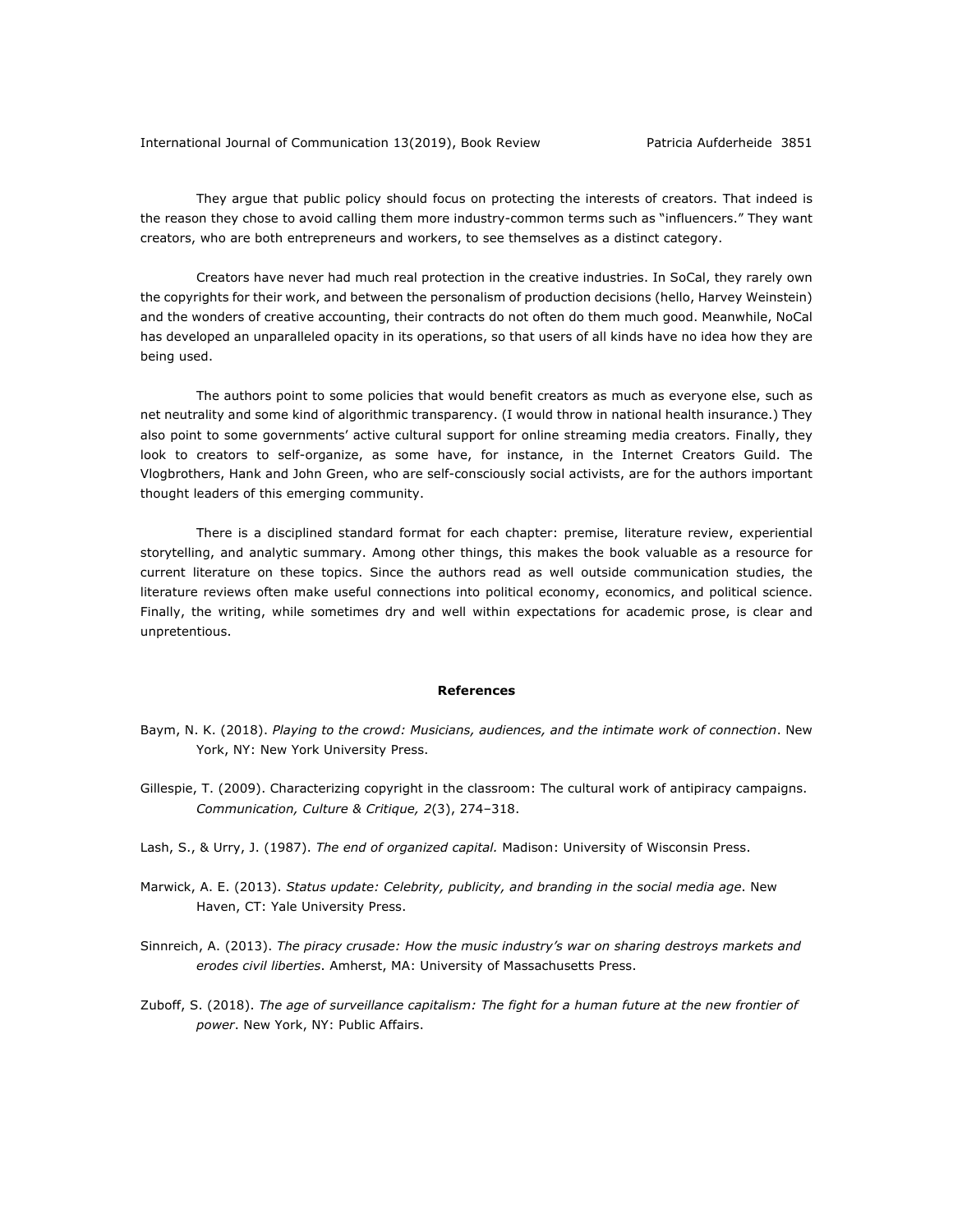They argue that public policy should focus on protecting the interests of creators. That indeed is the reason they chose to avoid calling them more industry-common terms such as "influencers." They want creators, who are both entrepreneurs and workers, to see themselves as a distinct category.

Creators have never had much real protection in the creative industries. In SoCal, they rarely own the copyrights for their work, and between the personalism of production decisions (hello, Harvey Weinstein) and the wonders of creative accounting, their contracts do not often do them much good. Meanwhile, NoCal has developed an unparalleled opacity in its operations, so that users of all kinds have no idea how they are being used.

The authors point to some policies that would benefit creators as much as everyone else, such as net neutrality and some kind of algorithmic transparency. (I would throw in national health insurance.) They also point to some governments' active cultural support for online streaming media creators. Finally, they look to creators to self-organize, as some have, for instance, in the Internet Creators Guild. The Vlogbrothers, Hank and John Green, who are self-consciously social activists, are for the authors important thought leaders of this emerging community.

There is a disciplined standard format for each chapter: premise, literature review, experiential storytelling, and analytic summary. Among other things, this makes the book valuable as a resource for current literature on these topics. Since the authors read as well outside communication studies, the literature reviews often make useful connections into political economy, economics, and political science. Finally, the writing, while sometimes dry and well within expectations for academic prose, is clear and unpretentious.

## References

Baym, N. K. (2018). *Playing to the crowd: Musicians, audiences, and the intimate work of connection*. New York, NY: New York University Press.

Gillespie, T. (2009). Characterizing copyright in the classroom: The cultural work of antipiracy campaigns. *Communication, Culture & Critique, 2*(3), 274–318.

Lash, S., & Urry, J. (1987). *The end of organized capital.* Madison: University of Wisconsin Press.

Marwick, A. E. (2013). *Status update: Celebrity, publicity, and branding in the social media age*. New Haven, CT: Yale University Press.

Sinnreich, A. (2013). *The piracy crusade: How the music industry's war on sharing destroys markets and erodes civil liberties*. Amherst, MA: University of Massachusetts Press.

Zuboff, S. (2018). *The age of surveillance capitalism: The fight for a human future at the new frontier of power*. New York, NY: Public Affairs.